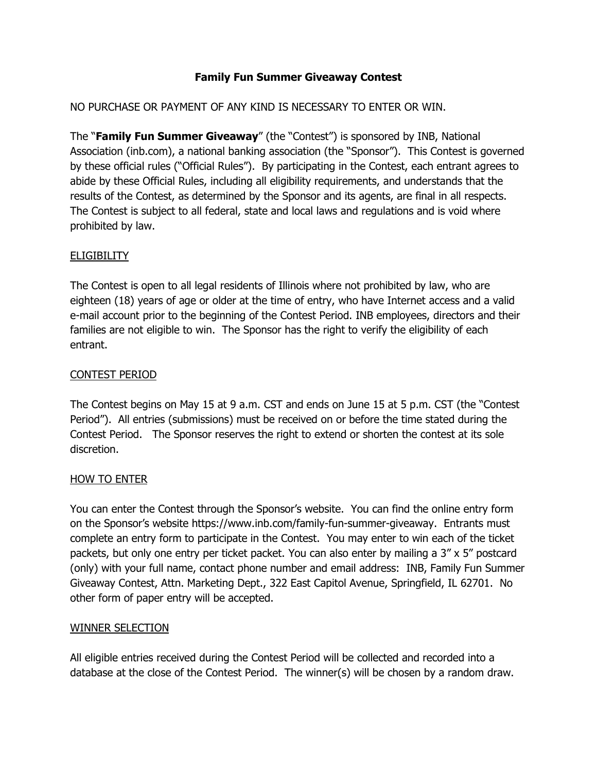# Family Fun Summer Giveaway Contest

NO PURCHASE OR PAYMENT OF ANY KIND IS NECESSARY TO ENTER OR WIN.

The "**Family Fun Summer Giveaway**" (the "Contest") is sponsored by INB, National Association (inb.com), a national banking association (the "Sponsor"). This Contest is governed by these official rules ("Official Rules"). By participating in the Contest, each entrant agrees to abide by these Official Rules, including all eligibility requirements, and understands that the results of the Contest, as determined by the Sponsor and its agents, are final in all respects. The Contest is subject to all federal, state and local laws and regulations and is void where prohibited by law.

## ELIGIBILITY

The Contest is open to all legal residents of Illinois where not prohibited by law, who are eighteen (18) years of age or older at the time of entry, who have Internet access and a valid e-mail account prior to the beginning of the Contest Period. INB employees, directors and their families are not eligible to win. The Sponsor has the right to verify the eligibility of each entrant.

## CONTEST PERIOD

The Contest begins on May 15 at 9 a.m. CST and ends on June 15 at 5 p.m. CST (the "Contest Period"). All entries (submissions) must be received on or before the time stated during the Contest Period. The Sponsor reserves the right to extend or shorten the contest at its sole discretion.

## HOW TO ENTER

You can enter the Contest through the Sponsor's website. You can find the online entry form on the Sponsor's website https://www.inb.com/family-fun-summer-giveaway. Entrants must complete an entry form to participate in the Contest. You may enter to win each of the ticket packets, but only one entry per ticket packet. You can also enter by mailing a 3" x 5" postcard (only) with your full name, contact phone number and email address: INB, Family Fun Summer Giveaway Contest, Attn. Marketing Dept., 322 East Capitol Avenue, Springfield, IL 62701. No other form of paper entry will be accepted.

## WINNER SELECTION

All eligible entries received during the Contest Period will be collected and recorded into a database at the close of the Contest Period. The winner(s) will be chosen by a random draw.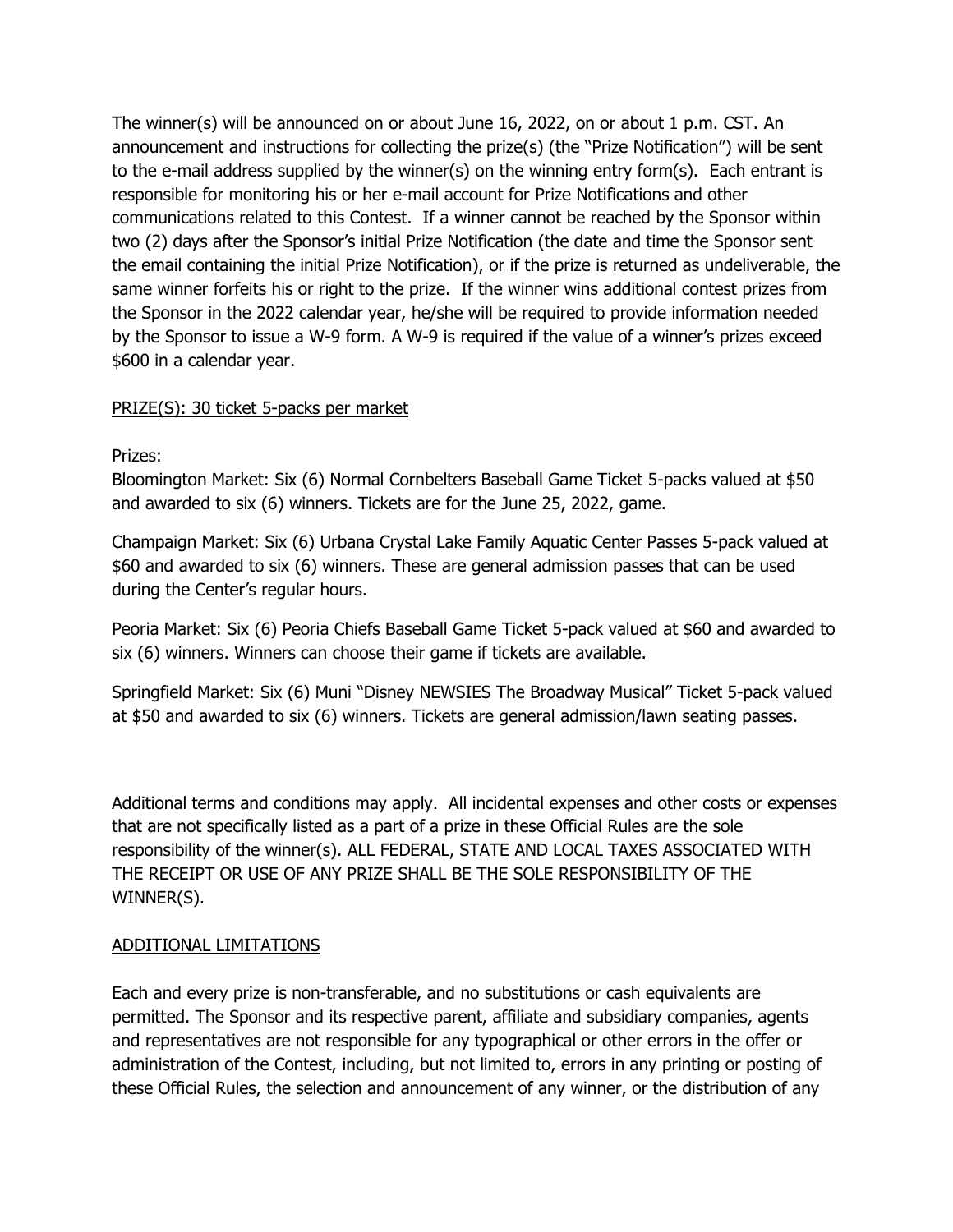The winner(s) will be announced on or about June 16, 2022, on or about 1 p.m. CST. An announcement and instructions for collecting the prize(s) (the "Prize Notification") will be sent to the e-mail address supplied by the winner(s) on the winning entry form(s). Each entrant is responsible for monitoring his or her e-mail account for Prize Notifications and other communications related to this Contest. If a winner cannot be reached by the Sponsor within two (2) days after the Sponsor's initial Prize Notification (the date and time the Sponsor sent the email containing the initial Prize Notification), or if the prize is returned as undeliverable, the same winner forfeits his or right to the prize. If the winner wins additional contest prizes from the Sponsor in the 2022 calendar year, he/she will be required to provide information needed by the Sponsor to issue a W-9 form. A W-9 is required if the value of a winner's prizes exceed $600 in a calendar year.

PRIZE(S): 30 ticket 5-packs per market

Prizes:

Bloomington Market: Six (6) Normal Cornbelters Baseball Game Ticket 5-packs valued at $50 and awarded to six (6) winners. Tickets are for the June 25, 2022, game.

Champaign Market: Six (6) Urbana Crystal Lake Family Aquatic Center Passes 5-pack valued at $60 and awarded to six (6) winners. These are general admission passes that can be used during the Center's regular hours.

Peoria Market: Six (6) Peoria Chiefs Baseball Game Ticket 5-pack valued at $60 and awarded to six (6) winners. Winners can choose their game if tickets are available.

Springfield Market: Six (6) Muni "Disney NEWSIES The Broadway Musical" Ticket 5-pack valued at $50 and awarded to six (6) winners. Tickets are general admission/lawn seating passes.

Additional terms and conditions may apply. All incidental expenses and other costs or expenses that are not specifically listed as a part of a prize in these Official Rules are the sole responsibility of the winner(s). ALL FEDERAL, STATE AND LOCAL TAXES ASSOCIATED WITH THE RECEIPT OR USE OF ANY PRIZE SHALL BE THE SOLE RESPONSIBILITY OF THE WINNER(S).

ADDITIONAL LIMITATIONS

Each and every prize is non-transferable, and no substitutions or cash equivalents are permitted. The Sponsor and its respective parent, affiliate and subsidiary companies, agents and representatives are not responsible for any typographical or other errors in the offer or administration of the Contest, including, but not limited to, errors in any printing or posting of these Official Rules, the selection and announcement of any winner, or the distribution of any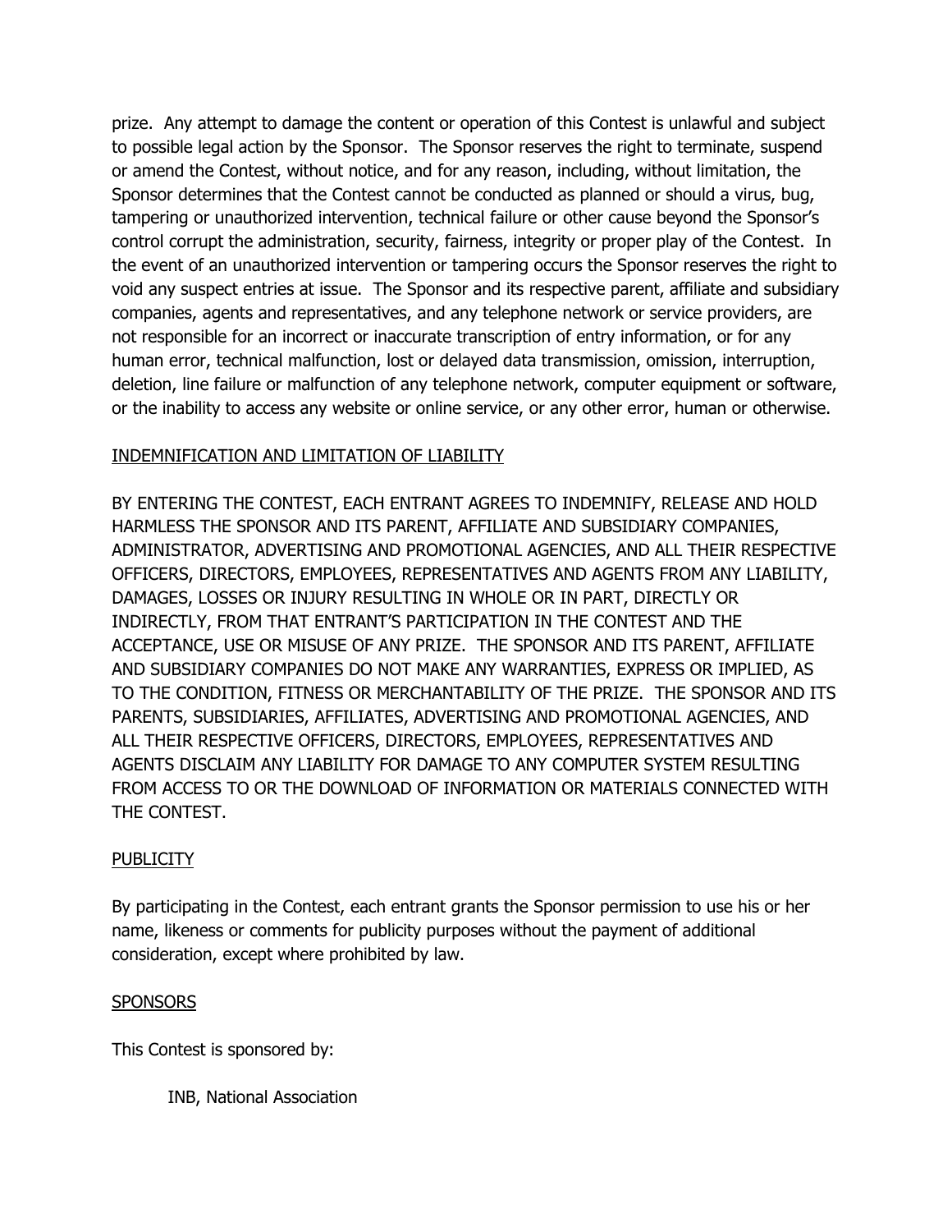prize. Any attempt to damage the content or operation of this Contest is unlawful and subject to possible legal action by the Sponsor. The Sponsor reserves the right to terminate, suspend or amend the Contest, without notice, and for any reason, including, without limitation, the Sponsor determines that the Contest cannot be conducted as planned or should a virus, bug, tampering or unauthorized intervention, technical failure or other cause beyond the Sponsor's control corrupt the administration, security, fairness, integrity or proper play of the Contest. In the event of an unauthorized intervention or tampering occurs the Sponsor reserves the right to void any suspect entries at issue. The Sponsor and its respective parent, affiliate and subsidiary companies, agents and representatives, and any telephone network or service providers, are not responsible for an incorrect or inaccurate transcription of entry information, or for any human error, technical malfunction, lost or delayed data transmission, omission, interruption, deletion, line failure or malfunction of any telephone network, computer equipment or software, or the inability to access any website or online service, or any other error, human or otherwise.

## INDEMNIFICATION AND LIMITATION OF LIABILITY

BY ENTERING THE CONTEST, EACH ENTRANT AGREES TO INDEMNIFY, RELEASE AND HOLD HARMLESS THE SPONSOR AND ITS PARENT, AFFILIATE AND SUBSIDIARY COMPANIES, ADMINISTRATOR, ADVERTISING AND PROMOTIONAL AGENCIES, AND ALL THEIR RESPECTIVE OFFICERS, DIRECTORS, EMPLOYEES, REPRESENTATIVES AND AGENTS FROM ANY LIABILITY, DAMAGES, LOSSES OR INJURY RESULTING IN WHOLE OR IN PART, DIRECTLY OR INDIRECTLY, FROM THAT ENTRANT'S PARTICIPATION IN THE CONTEST AND THE ACCEPTANCE, USE OR MISUSE OF ANY PRIZE. THE SPONSOR AND ITS PARENT, AFFILIATE AND SUBSIDIARY COMPANIES DO NOT MAKE ANY WARRANTIES, EXPRESS OR IMPLIED, AS TO THE CONDITION, FITNESS OR MERCHANTABILITY OF THE PRIZE. THE SPONSOR AND ITS PARENTS, SUBSIDIARIES, AFFILIATES, ADVERTISING AND PROMOTIONAL AGENCIES, AND ALL THEIR RESPECTIVE OFFICERS, DIRECTORS, EMPLOYEES, REPRESENTATIVES AND AGENTS DISCLAIM ANY LIABILITY FOR DAMAGE TO ANY COMPUTER SYSTEM RESULTING FROM ACCESS TO OR THE DOWNLOAD OF INFORMATION OR MATERIALS CONNECTED WITH THE CONTEST.

## PUBLICITY

By participating in the Contest, each entrant grants the Sponsor permission to use his or her name, likeness or comments for publicity purposes without the payment of additional consideration, except where prohibited by law.

## SPONSORS

This Contest is sponsored by:

INB, National Association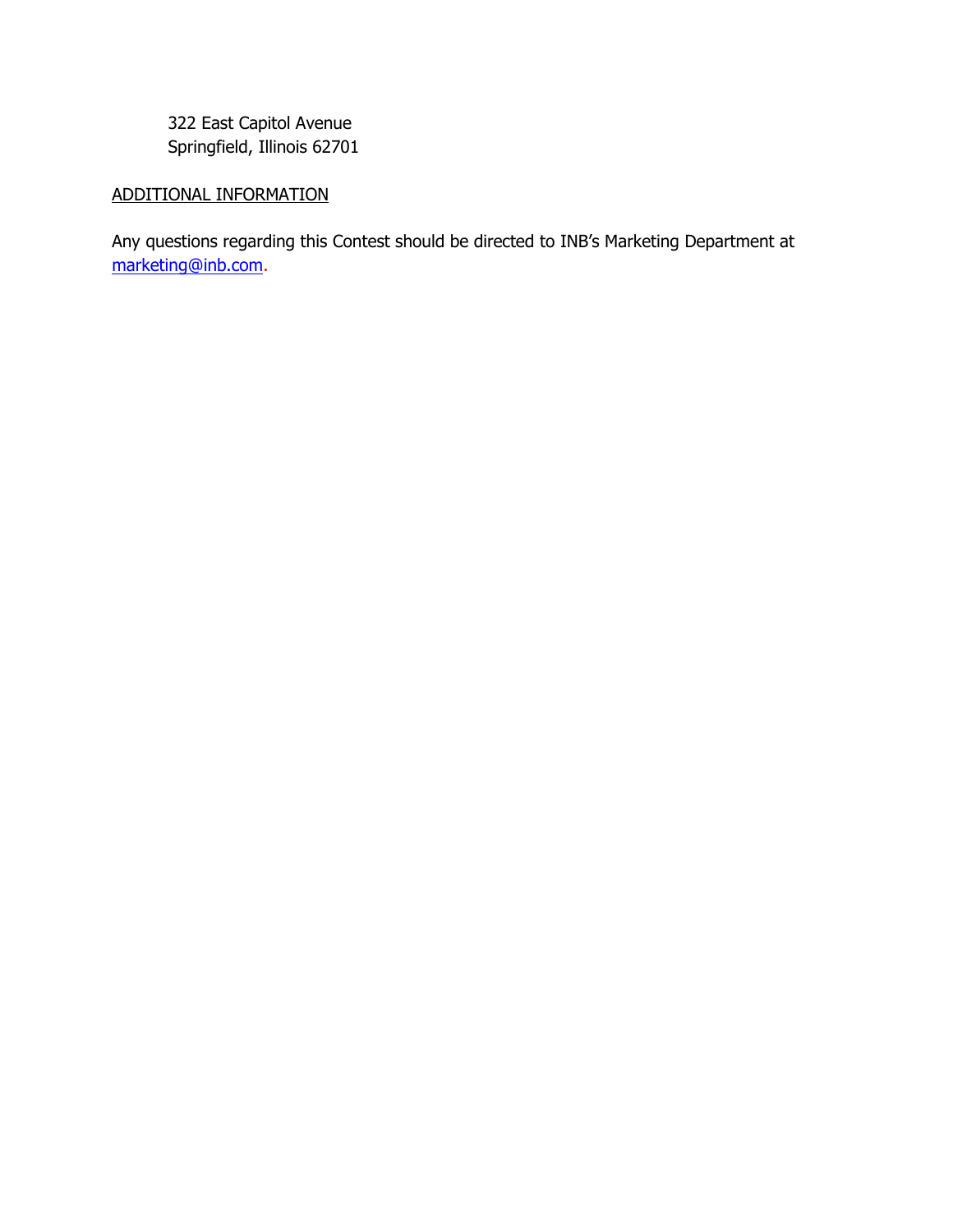322 East Capitol Avenue
Springfield, Illinois 62701

## ADDITIONAL INFORMATION

Any questions regarding this Contest should be directed to INB's Marketing Department at marketing@inb.com.